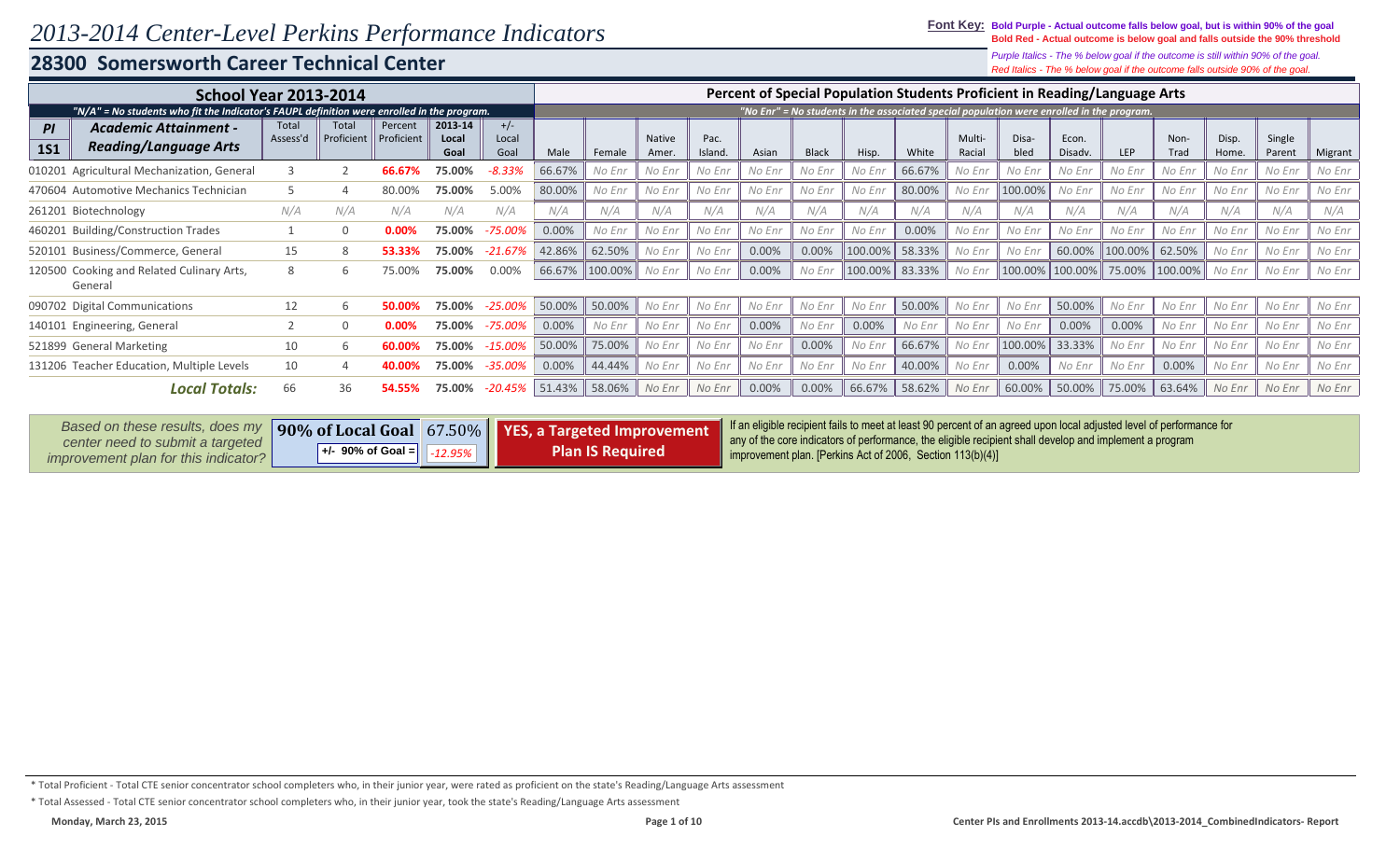# 2013-2014 Center-Level Perkins Performance Indicators

## 28300 Somersworth Career Technical Center

**Font Key:** **Bold Purple - Actual outcome falls below goal, but is within 90% of the goal**
**Bold Red - Actual outcome is below goal and falls outside the 90% threshold**
*Purple Italics - The % below goal if the outcome is still within 90% of the goal.*
*Red Italics - The % below goal if the outcome falls outside 90% of the goal.*

| School Year 2013-2014 | | | | | | Percent of Special Population Students Proficient in Reading/Language Arts | | | | | | | | | | | | | | | | |
|---|---|---|---|---|---|---|---|---|---|---|---|---|---|---|---|---|---|---|---|---|---|---|
| *"N/A" = No students who fit the Indicator's FAUPL definition were enrolled in the program.* | | | | | | *"No Enr" = No students in the associated special population were enrolled in the program.* | | | | | | | | | | | | | | | | |
| **PI 1S1** — ***Academic Attainment - Reading/Language Arts*** | Total Assess'd | Total Proficient | Percent Proficient | **2013-14 Local Goal** | +/- Local Goal | Male | Female | Native Amer. | Pac. Island. | Asian | Black | Hisp. | White | Multi-Racial | Disa-bled | Econ. Disadv. | LEP | Non-Trad | Disp. Home. | Single Parent | Migrant |
| 010201 Agricultural Mechanization, General | 3 | 2 | **66.67%** | **75.00%** | *-8.33%* | 66.67% | *No Enr* | *No Enr* | *No Enr* | *No Enr* | *No Enr* | *No Enr* | 66.67% | *No Enr* | *No Enr* | *No Enr* | *No Enr* | *No Enr* | *No Enr* | *No Enr* | *No Enr* |
| 470604 Automotive Mechanics Technician | 5 | 4 | 80.00% | **75.00%** | 5.00% | 80.00% | *No Enr* | *No Enr* | *No Enr* | *No Enr* | *No Enr* | *No Enr* | 80.00% | *No Enr* | 100.00% | *No Enr* | *No Enr* | *No Enr* | *No Enr* | *No Enr* | *No Enr* |
| 261201 Biotechnology | *N/A* | *N/A* | *N/A* | *N/A* | *N/A* | *N/A* | *N/A* | *N/A* | *N/A* | *N/A* | *N/A* | *N/A* | *N/A* | *N/A* | *N/A* | *N/A* | *N/A* | *N/A* | *N/A* | *N/A* | *N/A* |
| 460201 Building/Construction Trades | 1 | 0 | **0.00%** | **75.00%** | *-75.00%* | 0.00% | *No Enr* | *No Enr* | *No Enr* | *No Enr* | *No Enr* | *No Enr* | 0.00% | *No Enr* | *No Enr* | *No Enr* | *No Enr* | *No Enr* | *No Enr* | *No Enr* | *No Enr* |
| 520101 Business/Commerce, General | 15 | 8 | **53.33%** | **75.00%** | *-21.67%* | 42.86% | 62.50% | *No Enr* | *No Enr* | 0.00% | 0.00% | 100.00% | 58.33% | *No Enr* | *No Enr* | 60.00% | 100.00% | 62.50% | *No Enr* | *No Enr* | *No Enr* |
| 120500 Cooking and Related Culinary Arts, General | 8 | 6 | 75.00% | **75.00%** | 0.00% | 66.67% | 100.00% | *No Enr* | *No Enr* | 0.00% | *No Enr* | 100.00% | 83.33% | *No Enr* | 100.00% | 100.00% | 75.00% | 100.00% | *No Enr* | *No Enr* | *No Enr* |
| 090702 Digital Communications | 12 | 6 | **50.00%** | **75.00%** | *-25.00%* | 50.00% | 50.00% | *No Enr* | *No Enr* | *No Enr* | *No Enr* | *No Enr* | 50.00% | *No Enr* | *No Enr* | 50.00% | *No Enr* | *No Enr* | *No Enr* | *No Enr* | *No Enr* |
| 140101 Engineering, General | 2 | 0 | **0.00%** | **75.00%** | *-75.00%* | 0.00% | *No Enr* | *No Enr* | *No Enr* | 0.00% | *No Enr* | 0.00% | *No Enr* | *No Enr* | *No Enr* | 0.00% | 0.00% | *No Enr* | *No Enr* | *No Enr* | *No Enr* |
| 521899 General Marketing | 10 | 6 | **60.00%** | **75.00%** | *-15.00%* | 50.00% | 75.00% | *No Enr* | *No Enr* | *No Enr* | 0.00% | *No Enr* | 66.67% | *No Enr* | 100.00% | 33.33% | *No Enr* | *No Enr* | *No Enr* | *No Enr* | *No Enr* |
| 131206 Teacher Education, Multiple Levels | 10 | 4 | **40.00%** | **75.00%** | *-35.00%* | 0.00% | 44.44% | *No Enr* | *No Enr* | *No Enr* | *No Enr* | *No Enr* | 40.00% | *No Enr* | 0.00% | *No Enr* | *No Enr* | 0.00% | *No Enr* | *No Enr* | *No Enr* |
| ***Local Totals:*** | 66 | 36 | **54.55%** | **75.00%** | *-20.45%* | 51.43% | 58.06% | *No Enr* | *No Enr* | 0.00% | 0.00% | 66.67% | 58.62% | *No Enr* | 60.00% | 50.00% | 75.00% | 63.64% | *No Enr* | *No Enr* | *No Enr* |

*Based on these results, does my center need to submit a targeted improvement plan for this indicator?*

| **90% of Local Goal** | 67.50% |
|---|---|
| **+/- 90% of Goal =** | *-12.95%* |

**YES, a Targeted Improvement Plan IS Required**

If an eligible recipient fails to meet at least 90 percent of an agreed upon local adjusted level of performance for any of the core indicators of performance, the eligible recipient shall develop and implement a program improvement plan. [Perkins Act of 2006, Section 113(b)(4)]

\* Total Proficient - Total CTE senior concentrator school completers who, in their junior year, were rated as proficient on the state's Reading/Language Arts assessment

\* Total Assessed - Total CTE senior concentrator school completers who, in their junior year, took the state's Reading/Language Arts assessment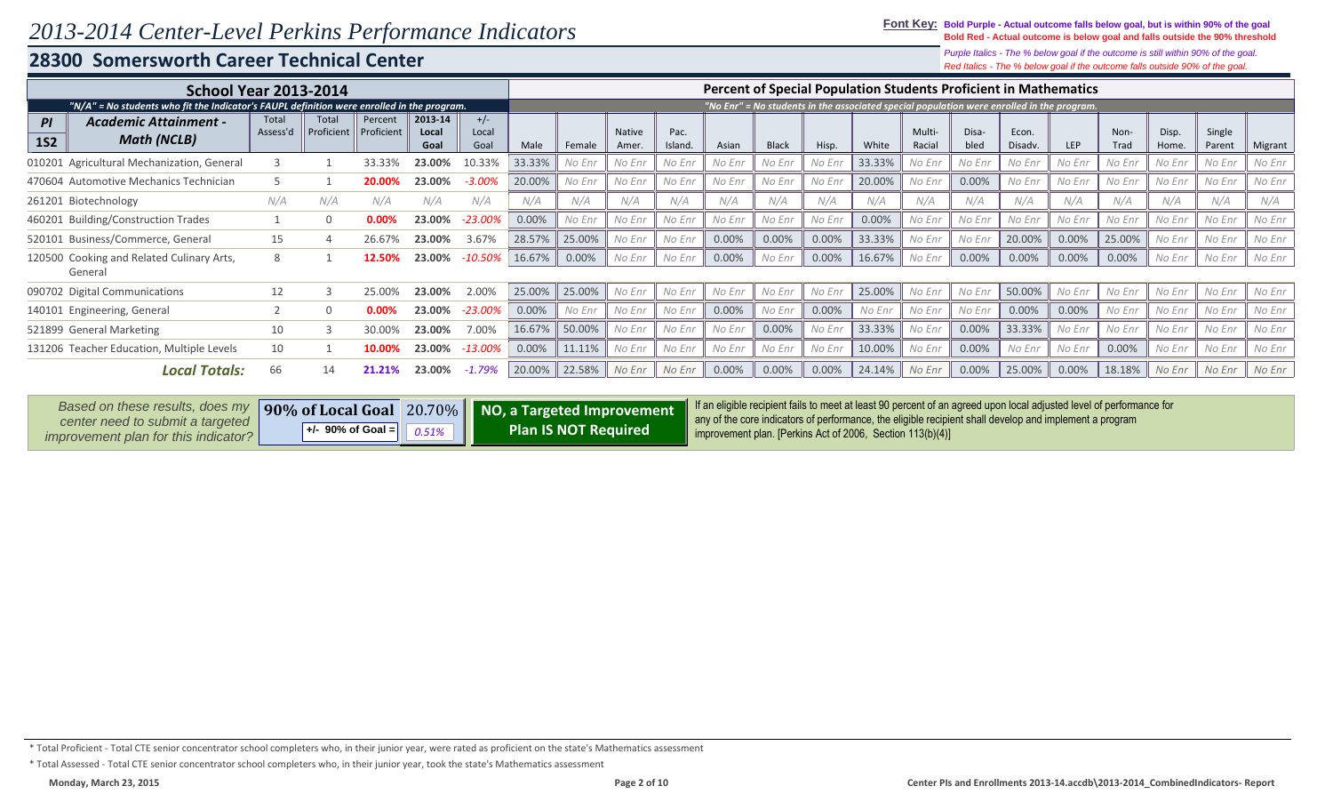# 2013-2014 Center-Level Perkins Performance Indicators

## 28300 Somersworth Career Technical Center

**Font Key:** **Bold Purple - Actual outcome falls below goal, but is within 90% of the goal**
**Bold Red - Actual outcome is below goal and falls outside the 90% threshold**
*Purple Italics - The % below goal if the outcome is still within 90% of the goal.*
*Red Italics - The % below goal if the outcome falls outside 90% of the goal.*

| **School Year 2013-2014** | | | | | | | **Percent of Special Population Students Proficient in Mathematics** | | | | | | | | | | | | | | | | |
|---|---|---|---|---|---|---|---|---|---|---|---|---|---|---|---|---|---|---|---|---|---|---|---|
| *"N/A" = No students who fit the Indicator's FAUPL definition were enrolled in the program.* | | | | | | | *"No Enr" = No students in the associated special population were enrolled in the program.* | | | | | | | | | | | | | | | | |
| **PI 1S2** | **Academic Attainment - Math (NCLB)** | Total Assess'd | Total Proficient | Percent Proficient | **2013-14 Local Goal** | +/- Local Goal | Male | Female | Native Amer. | Pac. Island. | Asian | Black | Hisp. | White | Multi-Racial | Disa-bled | Econ. Disadv. | LEP | Non-Trad | Disp. Home. | Single Parent | Migrant |
| 010201 | Agricultural Mechanization, General | 3 | 1 | 33.33% | **23.00%** | 10.33% | 33.33% | *No Enr* | *No Enr* | *No Enr* | *No Enr* | *No Enr* | *No Enr* | 33.33% | *No Enr* | *No Enr* | *No Enr* | *No Enr* | *No Enr* | *No Enr* | *No Enr* | *No Enr* |
| 470604 | Automotive Mechanics Technician | 5 | 1 | **20.00%** | **23.00%** | *-3.00%* | 20.00% | *No Enr* | *No Enr* | *No Enr* | *No Enr* | *No Enr* | *No Enr* | 20.00% | *No Enr* | 0.00% | *No Enr* | *No Enr* | *No Enr* | *No Enr* | *No Enr* | *No Enr* |
| 261201 | Biotechnology | *N/A* | *N/A* | *N/A* | *N/A* | *N/A* | *N/A* | *N/A* | *N/A* | *N/A* | *N/A* | *N/A* | *N/A* | *N/A* | *N/A* | *N/A* | *N/A* | *N/A* | *N/A* | *N/A* | *N/A* | *N/A* |
| 460201 | Building/Construction Trades | 1 | 0 | **0.00%** | **23.00%** | *-23.00%* | 0.00% | *No Enr* | *No Enr* | *No Enr* | *No Enr* | *No Enr* | *No Enr* | 0.00% | *No Enr* | *No Enr* | *No Enr* | *No Enr* | *No Enr* | *No Enr* | *No Enr* | *No Enr* |
| 520101 | Business/Commerce, General | 15 | 4 | 26.67% | **23.00%** | 3.67% | 28.57% | 25.00% | *No Enr* | *No Enr* | 0.00% | 0.00% | 0.00% | 33.33% | *No Enr* | *No Enr* | 20.00% | 0.00% | 25.00% | *No Enr* | *No Enr* | *No Enr* |
| 120500 | Cooking and Related Culinary Arts, General | 8 | 1 | **12.50%** | **23.00%** | *-10.50%* | 16.67% | 0.00% | *No Enr* | *No Enr* | 0.00% | *No Enr* | 0.00% | 16.67% | *No Enr* | 0.00% | 0.00% | 0.00% | 0.00% | *No Enr* | *No Enr* | *No Enr* |
| 090702 | Digital Communications | 12 | 3 | 25.00% | **23.00%** | 2.00% | 25.00% | 25.00% | *No Enr* | *No Enr* | *No Enr* | *No Enr* | *No Enr* | 25.00% | *No Enr* | *No Enr* | 50.00% | *No Enr* | *No Enr* | *No Enr* | *No Enr* | *No Enr* |
| 140101 | Engineering, General | 2 | 0 | **0.00%** | **23.00%** | *-23.00%* | 0.00% | *No Enr* | *No Enr* | *No Enr* | 0.00% | *No Enr* | 0.00% | *No Enr* | *No Enr* | *No Enr* | 0.00% | 0.00% | *No Enr* | *No Enr* | *No Enr* | *No Enr* |
| 521899 | General Marketing | 10 | 3 | 30.00% | **23.00%** | 7.00% | 16.67% | 50.00% | *No Enr* | *No Enr* | *No Enr* | 0.00% | *No Enr* | 33.33% | *No Enr* | 0.00% | 33.33% | *No Enr* | *No Enr* | *No Enr* | *No Enr* | *No Enr* |
| 131206 | Teacher Education, Multiple Levels | 10 | 1 | **10.00%** | **23.00%** | *-13.00%* | 0.00% | 11.11% | *No Enr* | *No Enr* | *No Enr* | *No Enr* | *No Enr* | 10.00% | *No Enr* | 0.00% | *No Enr* | *No Enr* | 0.00% | *No Enr* | *No Enr* | *No Enr* |
| | ***Local Totals:*** | 66 | 14 | **21.21%** | **23.00%** | *-1.79%* | 20.00% | 22.58% | *No Enr* | *No Enr* | 0.00% | 0.00% | 0.00% | 24.14% | *No Enr* | 0.00% | 25.00% | 0.00% | 18.18% | *No Enr* | *No Enr* | *No Enr* |

*Based on these results, does my center need to submit a targeted improvement plan for this indicator?*

| **90% of Local Goal** | 20.70% |
|---|---|
| +/- 90% of Goal = | *0.51%* |

**NO, a Targeted Improvement Plan IS NOT Required**

If an eligible recipient fails to meet at least 90 percent of an agreed upon local adjusted level of performance for any of the core indicators of performance, the eligible recipient shall develop and implement a program improvement plan. [Perkins Act of 2006, Section 113(b)(4)]

\* Total Proficient - Total CTE senior concentrator school completers who, in their junior year, were rated as proficient on the state's Mathematics assessment

\* Total Assessed - Total CTE senior concentrator school completers who, in their junior year, took the state's Mathematics assessment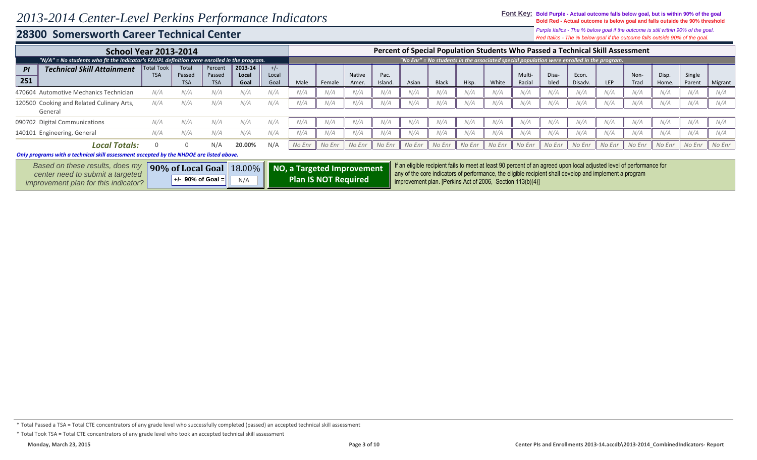# 2013-2014 Center-Level Perkins Performance Indicators

## 28300 Somersworth Career Technical Center

**Font Key:** **Bold Purple - Actual outcome falls below goal, but is within 90% of the goal**
**Bold Red - Actual outcome is below goal and falls outside the 90% threshold**
*Purple Italics - The % below goal if the outcome is still within 90% of the goal.*
*Red Italics - The % below goal if the outcome falls outside 90% of the goal.*

| School Year 2013-2014 | | | | | | Percent of Special Population Students Who Passed a Technical Skill Assessment | | | | | | | | | | | | | | | | |
|---|---|---|---|---|---|---|---|---|---|---|---|---|---|---|---|---|---|---|---|---|---|---|
| *"N/A" = No students who fit the Indicator's FAUPL definition were enrolled in the program.* | | | | | | *"No Enr" = No students in the associated special population were enrolled in the program.* | | | | | | | | | | | | | | | | |
| **PI 2S1 Technical Skill Attainment** | Total Took TSA | Total Passed TSA | Percent Passed TSA | 2013-14 Local Goal | +/- Local Goal | Male | Female | Native Amer. | Pac. Island. | Asian | Black | Hisp. | White | Multi-Racial | Disabled | Econ. Disadv. | LEP | Non-Trad | Disp. Home. | Single Parent | Migrant |
| 470604 Automotive Mechanics Technician | N/A | N/A | N/A | N/A | N/A | N/A | N/A | N/A | N/A | N/A | N/A | N/A | N/A | N/A | N/A | N/A | N/A | N/A | N/A | N/A | N/A |
| 120500 Cooking and Related Culinary Arts, General | N/A | N/A | N/A | N/A | N/A | N/A | N/A | N/A | N/A | N/A | N/A | N/A | N/A | N/A | N/A | N/A | N/A | N/A | N/A | N/A | N/A |
| 090702 Digital Communications | N/A | N/A | N/A | N/A | N/A | N/A | N/A | N/A | N/A | N/A | N/A | N/A | N/A | N/A | N/A | N/A | N/A | N/A | N/A | N/A | N/A |
| 140101 Engineering, General | N/A | N/A | N/A | N/A | N/A | N/A | N/A | N/A | N/A | N/A | N/A | N/A | N/A | N/A | N/A | N/A | N/A | N/A | N/A | N/A | N/A |
| ***Local Totals:*** | 0 | 0 | N/A | **20.00%** | N/A | No Enr | No Enr | No Enr | No Enr | No Enr | No Enr | No Enr | No Enr | No Enr | No Enr | No Enr | No Enr | No Enr | No Enr | No Enr | No Enr |

***Only programs with a technical skill assessment accepted by the NHDOE are listed above.***

*Based on these results, does my center need to submit a targeted improvement plan for this indicator?*

| **90% of Local Goal** | 18.00% |
|---|---|
| **+/- 90% of Goal =** | N/A |

**NO, a Targeted Improvement Plan IS NOT Required**

If an eligible recipient fails to meet at least 90 percent of an agreed upon local adjusted level of performance for any of the core indicators of performance, the eligible recipient shall develop and implement a program improvement plan. [Perkins Act of 2006, Section 113(b)(4)]

\* Total Passed a TSA = Total CTE concentrators of any grade level who successfully completed (passed) an accepted technical skill assessment

\* Total Took TSA = Total CTE concentrators of any grade level who took an accepted technical skill assessment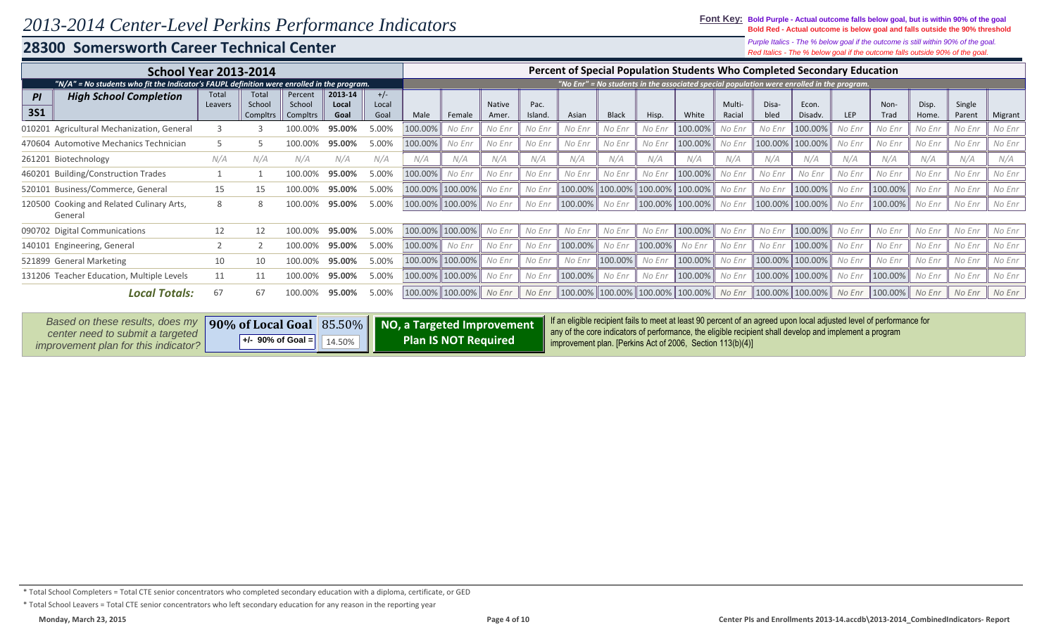# 2013-2014 Center-Level Perkins Performance Indicators

## 28300 Somersworth Career Technical Center

**Font Key:** **Bold Purple - Actual outcome falls below goal, but is within 90% of the goal**
**Bold Red - Actual outcome is below goal and falls outside the 90% threshold**
*Purple Italics - The % below goal if the outcome is still within 90% of the goal.*
*Red Italics - The % below goal if the outcome falls outside 90% of the goal.*

| School Year 2013-2014 | | | | | | | Percent of Special Population Students Who Completed Secondary Education | | | | | | | | | | | | | | | | |
|---|---|---|---|---|---|---|---|---|---|---|---|---|---|---|---|---|---|---|---|---|---|---|---|
| *"N/A" = No students who fit the Indicator's FAUPL definition were enrolled in the program.* | | | | | | | *"No Enr" = No students in the associated special population were enrolled in the program.* | | | | | | | | | | | | | | | | |
| **PI 3S1** | **High School Completion** | Total Leavers | Total School Compltrs | Percent School Compltrs | 2013-14 Local Goal | +/- Local Goal | Male | Female | Native Amer. | Pac. Island. | Asian | Black | Hisp. | White | Multi-Racial | Disabled | Econ. Disadv. | LEP | Non-Trad | Disp. Home. | Single Parent | Migrant |
| | 010201 Agricultural Mechanization, General | 3 | 3 | 100.00% | **95.00%** | 5.00% | 100.00% | *No Enr* | *No Enr* | *No Enr* | *No Enr* | *No Enr* | *No Enr* | 100.00% | *No Enr* | *No Enr* | 100.00% | *No Enr* | *No Enr* | *No Enr* | *No Enr* | *No Enr* |
| | 470604 Automotive Mechanics Technician | 5 | 5 | 100.00% | **95.00%** | 5.00% | 100.00% | *No Enr* | *No Enr* | *No Enr* | *No Enr* | *No Enr* | *No Enr* | 100.00% | *No Enr* | 100.00% | 100.00% | *No Enr* | *No Enr* | *No Enr* | *No Enr* | *No Enr* |
| | 261201 Biotechnology | *N/A* | *N/A* | *N/A* | *N/A* | *N/A* | *N/A* | *N/A* | *N/A* | *N/A* | *N/A* | *N/A* | *N/A* | *N/A* | *N/A* | *N/A* | *N/A* | *N/A* | *N/A* | *N/A* | *N/A* | *N/A* |
| | 460201 Building/Construction Trades | 1 | 1 | 100.00% | **95.00%** | 5.00% | 100.00% | *No Enr* | *No Enr* | *No Enr* | *No Enr* | *No Enr* | *No Enr* | 100.00% | *No Enr* | *No Enr* | *No Enr* | *No Enr* | *No Enr* | *No Enr* | *No Enr* | *No Enr* |
| | 520101 Business/Commerce, General | 15 | 15 | 100.00% | **95.00%** | 5.00% | 100.00% | 100.00% | *No Enr* | *No Enr* | 100.00% | 100.00% | 100.00% | 100.00% | *No Enr* | *No Enr* | 100.00% | *No Enr* | 100.00% | *No Enr* | *No Enr* | *No Enr* |
| | 120500 Cooking and Related Culinary Arts, General | 8 | 8 | 100.00% | **95.00%** | 5.00% | 100.00% | 100.00% | *No Enr* | *No Enr* | 100.00% | *No Enr* | 100.00% | 100.00% | *No Enr* | 100.00% | 100.00% | *No Enr* | 100.00% | *No Enr* | *No Enr* | *No Enr* |
| | 090702 Digital Communications | 12 | 12 | 100.00% | **95.00%** | 5.00% | 100.00% | 100.00% | *No Enr* | *No Enr* | *No Enr* | *No Enr* | *No Enr* | 100.00% | *No Enr* | *No Enr* | 100.00% | *No Enr* | *No Enr* | *No Enr* | *No Enr* | *No Enr* |
| | 140101 Engineering, General | 2 | 2 | 100.00% | **95.00%** | 5.00% | 100.00% | *No Enr* | *No Enr* | *No Enr* | 100.00% | *No Enr* | 100.00% | *No Enr* | *No Enr* | *No Enr* | 100.00% | *No Enr* | *No Enr* | *No Enr* | *No Enr* | *No Enr* |
| | 521899 General Marketing | 10 | 10 | 100.00% | **95.00%** | 5.00% | 100.00% | 100.00% | *No Enr* | *No Enr* | *No Enr* | 100.00% | *No Enr* | 100.00% | *No Enr* | 100.00% | 100.00% | *No Enr* | *No Enr* | *No Enr* | *No Enr* | *No Enr* |
| | 131206 Teacher Education, Multiple Levels | 11 | 11 | 100.00% | **95.00%** | 5.00% | 100.00% | 100.00% | *No Enr* | *No Enr* | 100.00% | *No Enr* | *No Enr* | 100.00% | *No Enr* | 100.00% | 100.00% | *No Enr* | 100.00% | *No Enr* | *No Enr* | *No Enr* |
| | ***Local Totals:*** | 67 | 67 | 100.00% | **95.00%** | 5.00% | 100.00% | 100.00% | *No Enr* | *No Enr* | 100.00% | 100.00% | 100.00% | 100.00% | *No Enr* | 100.00% | 100.00% | *No Enr* | 100.00% | *No Enr* | *No Enr* | *No Enr* |

| *Based on these results, does my center need to submit a targeted improvement plan for this indicator?* | **90% of Local Goal** 85.50% | **+/- 90% of Goal =** 14.50% | **NO, a Targeted Improvement Plan IS NOT Required** | If an eligible recipient fails to meet at least 90 percent of an agreed upon local adjusted level of performance for any of the core indicators of performance, the eligible recipient shall develop and implement a program improvement plan. [Perkins Act of 2006, Section 113(b)(4)] |
|---|---|---|---|---|

\* Total School Completers = Total CTE senior concentrators who completed secondary education with a diploma, certificate, or GED

\* Total School Leavers = Total CTE senior concentrators who left secondary education for any reason in the reporting year

Monday, March 23, 2015 | Center PIs and Enrollments 2013-14.accdb\2013-2014_CombinedIndicators- Report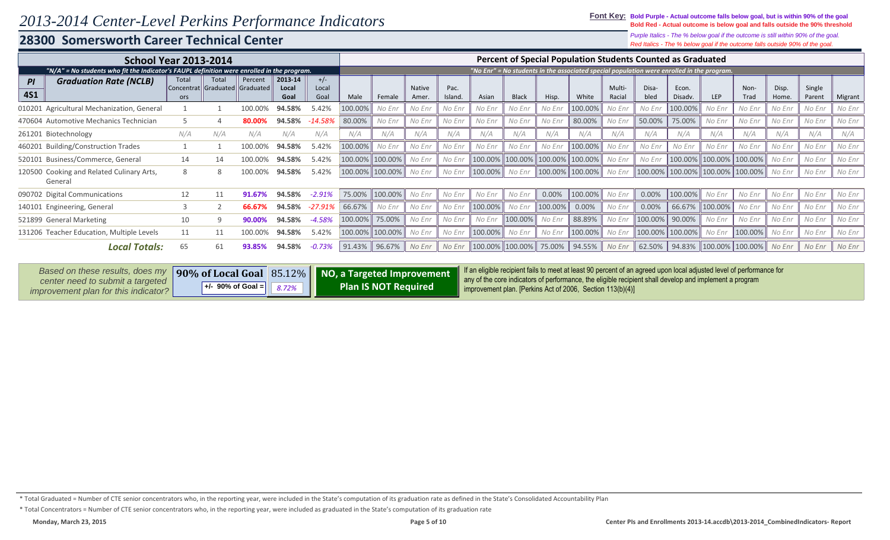# 2013-2014 Center-Level Perkins Performance Indicators

## 28300 Somersworth Career Technical Center

**Font Key:** **Bold Purple - Actual outcome falls below goal, but is within 90% of the goal**
**Bold Red - Actual outcome is below goal and falls outside the 90% threshold**
*Purple Italics - The % below goal if the outcome is still within 90% of the goal.*
*Red Italics - The % below goal if the outcome falls outside 90% of the goal.*

| School Year 2013-2014 | | | | | | | Percent of Special Population Students Counted as Graduated | | | | | | | | | | | | | | | | |
|---|---|---|---|---|---|---|---|---|---|---|---|---|---|---|---|---|---|---|---|---|---|---|---|
| *"N/A" = No students who fit the Indicator's FAUPL definition were enrolled in the program.* | | | | | | | *"No Enr" = No students in the associated special population were enrolled in the program.* | | | | | | | | | | | | | | | | |
| PI 4S1 | Graduation Rate (NCLB) | Total Concentrators | Total Graduated | Percent Graduated | 2013-14 Local Goal | +/- Local Goal | Male | Female | Native Amer. | Pac. Island. | Asian | Black | Hisp. | White | Multi-Racial | Disabled | Econ. Disadv. | LEP | Non-Trad | Disp. Home. | Single Parent | Migrant |
| 010201 | Agricultural Mechanization, General | 1 | 1 | 100.00% | **94.58%** | 5.42% | 100.00% | *No Enr* | *No Enr* | *No Enr* | *No Enr* | *No Enr* | *No Enr* | 100.00% | *No Enr* | *No Enr* | 100.00% | *No Enr* | *No Enr* | *No Enr* | *No Enr* | *No Enr* |
| 470604 | Automotive Mechanics Technician | 5 | 4 | **80.00%** | **94.58%** | *-14.58%* | 80.00% | *No Enr* | *No Enr* | *No Enr* | *No Enr* | *No Enr* | *No Enr* | 80.00% | *No Enr* | 50.00% | 75.00% | *No Enr* | *No Enr* | *No Enr* | *No Enr* | *No Enr* |
| 261201 | Biotechnology | *N/A* | *N/A* | *N/A* | *N/A* | *N/A* | *N/A* | *N/A* | *N/A* | *N/A* | *N/A* | *N/A* | *N/A* | *N/A* | *N/A* | *N/A* | *N/A* | *N/A* | *N/A* | *N/A* | *N/A* | *N/A* |
| 460201 | Building/Construction Trades | 1 | 1 | 100.00% | **94.58%** | 5.42% | 100.00% | *No Enr* | *No Enr* | *No Enr* | *No Enr* | *No Enr* | *No Enr* | 100.00% | *No Enr* | *No Enr* | *No Enr* | *No Enr* | *No Enr* | *No Enr* | *No Enr* | *No Enr* |
| 520101 | Business/Commerce, General | 14 | 14 | 100.00% | **94.58%** | 5.42% | 100.00% | 100.00% | *No Enr* | *No Enr* | 100.00% | 100.00% | 100.00% | 100.00% | *No Enr* | *No Enr* | 100.00% | 100.00% | 100.00% | *No Enr* | *No Enr* | *No Enr* |
| 120500 | Cooking and Related Culinary Arts, General | 8 | 8 | 100.00% | **94.58%** | 5.42% | 100.00% | 100.00% | *No Enr* | *No Enr* | 100.00% | *No Enr* | 100.00% | 100.00% | *No Enr* | 100.00% | 100.00% | 100.00% | 100.00% | *No Enr* | *No Enr* | *No Enr* |
| 090702 | Digital Communications | 12 | 11 | **91.67%** | **94.58%** | *-2.91%* | 75.00% | 100.00% | *No Enr* | *No Enr* | *No Enr* | *No Enr* | 0.00% | 100.00% | *No Enr* | 0.00% | 100.00% | *No Enr* | *No Enr* | *No Enr* | *No Enr* | *No Enr* |
| 140101 | Engineering, General | 3 | 2 | **66.67%** | **94.58%** | *-27.91%* | 66.67% | *No Enr* | *No Enr* | *No Enr* | 100.00% | *No Enr* | 100.00% | 0.00% | *No Enr* | 0.00% | 66.67% | 100.00% | *No Enr* | *No Enr* | *No Enr* | *No Enr* |
| 521899 | General Marketing | 10 | 9 | **90.00%** | **94.58%** | *-4.58%* | 100.00% | 75.00% | *No Enr* | *No Enr* | *No Enr* | 100.00% | *No Enr* | 88.89% | *No Enr* | 100.00% | 90.00% | *No Enr* | *No Enr* | *No Enr* | *No Enr* | *No Enr* |
| 131206 | Teacher Education, Multiple Levels | 11 | 11 | 100.00% | **94.58%** | 5.42% | 100.00% | 100.00% | *No Enr* | *No Enr* | 100.00% | *No Enr* | *No Enr* | 100.00% | *No Enr* | 100.00% | 100.00% | *No Enr* | 100.00% | *No Enr* | *No Enr* | *No Enr* |
| | ***Local Totals:*** | 65 | 61 | **93.85%** | **94.58%** | *-0.73%* | 91.43% | 96.67% | *No Enr* | *No Enr* | 100.00% | 100.00% | 75.00% | 94.55% | *No Enr* | 62.50% | 94.83% | 100.00% | 100.00% | *No Enr* | *No Enr* | *No Enr* |

*Based on these results, does my center need to submit a targeted improvement plan for this indicator?*

| **90% of Local Goal** | 85.12% |
|---|---|
| **+/- 90% of Goal =** | *8.72%* |

**NO, a Targeted Improvement Plan IS NOT Required**

If an eligible recipient fails to meet at least 90 percent of an agreed upon local adjusted level of performance for any of the core indicators of performance, the eligible recipient shall develop and implement a program improvement plan. [Perkins Act of 2006, Section 113(b)(4)]

\* Total Graduated = Number of CTE senior concentrators who, in the reporting year, were included in the State's computation of its graduation rate as defined in the State's Consolidated Accountability Plan

\* Total Concentrators = Number of CTE senior concentrators who, in the reporting year, were included as graduated in the State's computation of its graduation rate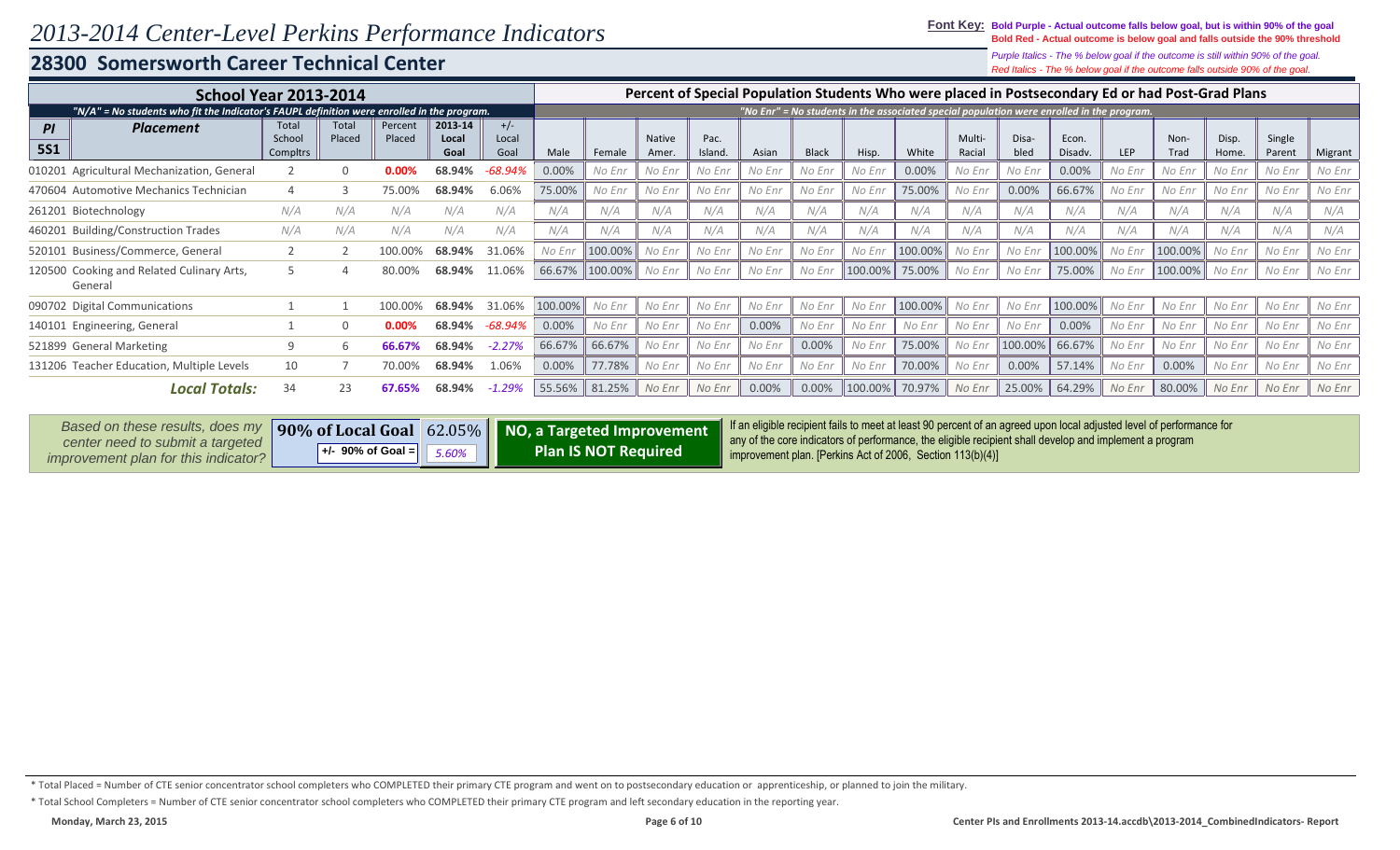# 2013-2014 Center-Level Perkins Performance Indicators

## 28300 Somersworth Career Technical Center

**Font Key:** **Bold Purple - Actual outcome falls below goal, but is within 90% of the goal**
**Bold Red - Actual outcome is below goal and falls outside the 90% threshold**
*Purple Italics - The % below goal if the outcome is still within 90% of the goal.*
*Red Italics - The % below goal if the outcome falls outside 90% of the goal.*

**School Year 2013-2014**

*"N/A" = No students who fit the Indicator's FAUPL definition were enrolled in the program.*

**Percent of Special Population Students Who were placed in Postsecondary Ed or had Post-Grad Plans**

*"No Enr" = No students in the associated special population were enrolled in the program.*

| PI 5S1 | Placement | Total School Compltrs | Total Placed | Percent Placed | 2013-14 Local Goal | +/- Local Goal | Male | Female | Native Amer. | Pac. Island. | Asian | Black | Hisp. | White | Multi-Racial | Disa-bled | Econ. Disadv. | LEP | Non-Trad | Disp. Home. | Single Parent | Migrant |
|---|---|---|---|---|---|---|---|---|---|---|---|---|---|---|---|---|---|---|---|---|---|---|
| 010201 | Agricultural Mechanization, General | 2 | 0 | **0.00%** | **68.94%** | *-68.94%* | 0.00% | No Enr | No Enr | No Enr | No Enr | No Enr | No Enr | 0.00% | No Enr | No Enr | 0.00% | No Enr | No Enr | No Enr | No Enr | No Enr |
| 470604 | Automotive Mechanics Technician | 4 | 3 | 75.00% | **68.94%** | 6.06% | 75.00% | No Enr | No Enr | No Enr | No Enr | No Enr | No Enr | 75.00% | No Enr | 0.00% | 66.67% | No Enr | No Enr | No Enr | No Enr | No Enr |
| 261201 | Biotechnology | N/A | N/A | N/A | N/A | N/A | N/A | N/A | N/A | N/A | N/A | N/A | N/A | N/A | N/A | N/A | N/A | N/A | N/A | N/A | N/A | N/A |
| 460201 | Building/Construction Trades | N/A | N/A | N/A | N/A | N/A | N/A | N/A | N/A | N/A | N/A | N/A | N/A | N/A | N/A | N/A | N/A | N/A | N/A | N/A | N/A | N/A |
| 520101 | Business/Commerce, General | 2 | 2 | 100.00% | **68.94%** | 31.06% | No Enr | 100.00% | No Enr | No Enr | No Enr | No Enr | No Enr | 100.00% | No Enr | No Enr | 100.00% | No Enr | 100.00% | No Enr | No Enr | No Enr |
| 120500 | Cooking and Related Culinary Arts, General | 5 | 4 | 80.00% | **68.94%** | 11.06% | 66.67% | 100.00% | No Enr | No Enr | No Enr | No Enr | 100.00% | 75.00% | No Enr | No Enr | 75.00% | No Enr | 100.00% | No Enr | No Enr | No Enr |
| 090702 | Digital Communications | 1 | 1 | 100.00% | **68.94%** | 31.06% | 100.00% | No Enr | No Enr | No Enr | No Enr | No Enr | No Enr | 100.00% | No Enr | No Enr | 100.00% | No Enr | No Enr | No Enr | No Enr | No Enr |
| 140101 | Engineering, General | 1 | 0 | **0.00%** | **68.94%** | *-68.94%* | 0.00% | No Enr | No Enr | No Enr | 0.00% | No Enr | No Enr | No Enr | No Enr | No Enr | 0.00% | No Enr | No Enr | No Enr | No Enr | No Enr |
| 521899 | General Marketing | 9 | 6 | **66.67%** | **68.94%** | *-2.27%* | 66.67% | 66.67% | No Enr | No Enr | No Enr | 0.00% | No Enr | 75.00% | No Enr | 100.00% | 66.67% | No Enr | No Enr | No Enr | No Enr | No Enr |
| 131206 | Teacher Education, Multiple Levels | 10 | 7 | 70.00% | **68.94%** | 1.06% | 0.00% | 77.78% | No Enr | No Enr | No Enr | No Enr | No Enr | 70.00% | No Enr | 0.00% | 57.14% | No Enr | 0.00% | No Enr | No Enr | No Enr |
| | ***Local Totals:*** | 34 | 23 | **67.65%** | **68.94%** | *-1.29%* | 55.56% | 81.25% | No Enr | No Enr | 0.00% | 0.00% | 100.00% | 70.97% | No Enr | 25.00% | 64.29% | No Enr | 80.00% | No Enr | No Enr | No Enr |

*Based on these results, does my center need to submit a targeted improvement plan for this indicator?*

| **90% of Local Goal** | 62.05% |
|---|---|
| **+/- 90% of Goal =** | *5.60%* |

**NO, a Targeted Improvement Plan IS NOT Required**

If an eligible recipient fails to meet at least 90 percent of an agreed upon local adjusted level of performance for any of the core indicators of performance, the eligible recipient shall develop and implement a program improvement plan. [Perkins Act of 2006, Section 113(b)(4)]

\* Total Placed = Number of CTE senior concentrator school completers who COMPLETED their primary CTE program and went on to postsecondary education or apprenticeship, or planned to join the military.

\* Total School Completers = Number of CTE senior concentrator school completers who COMPLETED their primary CTE program and left secondary education in the reporting year.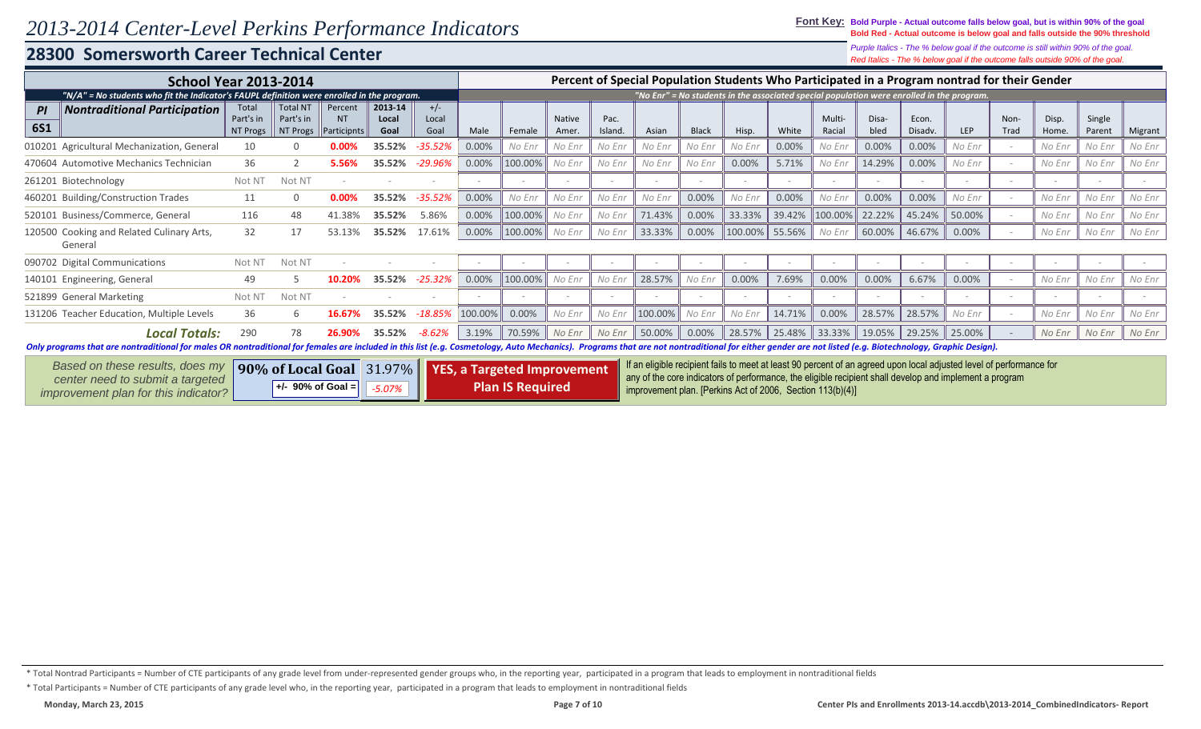# 2013-2014 Center-Level Perkins Performance Indicators

## 28300 Somersworth Career Technical Center

**Font Key:** **Bold Purple - Actual outcome falls below goal, but is within 90% of the goal**
**Bold Red - Actual outcome is below goal and falls outside the 90% threshold**
*Purple Italics - The % below goal if the outcome is still within 90% of the goal.*
*Red Italics - The % below goal if the outcome falls outside 90% of the goal.*

**School Year 2013-2014**

*"N/A" = No students who fit the Indicator's FAUPL definition were enrolled in the program.*

**Percent of Special Population Students Who Participated in a Program nontrad for their Gender**

*"No Enr" = No students in the associated special population were enrolled in the program.*

| PI 6S1 Nontraditional Participation | Total Part's in NT Progs | Total NT Part's in NT Progs | Percent NT Participnts | 2013-14 Local Goal | +/- Local Goal | Male | Female | Native Amer. | Pac. Island. | Asian | Black | Hisp. | White | Multi-Racial | Disabled | Econ. Disadv. | LEP | Non-Trad | Disp. Home. | Single Parent | Migrant |
|---|---|---|---|---|---|---|---|---|---|---|---|---|---|---|---|---|---|---|---|---|---|
| 010201 Agricultural Mechanization, General | 10 | 0 | **0.00%** | **35.52%** | *-35.52%* | 0.00% | *No Enr* | *No Enr* | *No Enr* | *No Enr* | *No Enr* | *No Enr* | 0.00% | *No Enr* | 0.00% | 0.00% | *No Enr* | - | *No Enr* | *No Enr* | *No Enr* |
| 470604 Automotive Mechanics Technician | 36 | 2 | **5.56%** | **35.52%** | *-29.96%* | 0.00% | 100.00% | *No Enr* | *No Enr* | *No Enr* | *No Enr* | 0.00% | 5.71% | *No Enr* | 14.29% | 0.00% | *No Enr* | - | *No Enr* | *No Enr* | *No Enr* |
| 261201 Biotechnology | Not NT | Not NT | - | - | - | - | - | - | - | - | - | - | - | - | - | - | - | - | - | - | - |
| 460201 Building/Construction Trades | 11 | 0 | **0.00%** | **35.52%** | *-35.52%* | 0.00% | *No Enr* | *No Enr* | *No Enr* | *No Enr* | 0.00% | *No Enr* | 0.00% | *No Enr* | 0.00% | 0.00% | *No Enr* | - | *No Enr* | *No Enr* | *No Enr* |
| 520101 Business/Commerce, General | 116 | 48 | 41.38% | **35.52%** | 5.86% | 0.00% | 100.00% | *No Enr* | *No Enr* | 71.43% | 0.00% | 33.33% | 39.42% | 100.00% | 22.22% | 45.24% | 50.00% | - | *No Enr* | *No Enr* | *No Enr* |
| 120500 Cooking and Related Culinary Arts, General | 32 | 17 | 53.13% | **35.52%** | 17.61% | 0.00% | 100.00% | *No Enr* | *No Enr* | 33.33% | 0.00% | 100.00% | 55.56% | *No Enr* | 60.00% | 46.67% | 0.00% | - | *No Enr* | *No Enr* | *No Enr* |
| 090702 Digital Communications | Not NT | Not NT | - | - | - | - | - | - | - | - | - | - | - | - | - | - | - | - | - | - | - |
| 140101 Engineering, General | 49 | 5 | **10.20%** | **35.52%** | *-25.32%* | 0.00% | 100.00% | *No Enr* | *No Enr* | 28.57% | *No Enr* | 0.00% | 7.69% | 0.00% | 0.00% | 6.67% | 0.00% | - | *No Enr* | *No Enr* | *No Enr* |
| 521899 General Marketing | Not NT | Not NT | - | - | - | - | - | - | - | - | - | - | - | - | - | - | - | - | - | - | - |
| 131206 Teacher Education, Multiple Levels | 36 | 6 | **16.67%** | **35.52%** | *-18.85%* | 100.00% | 0.00% | *No Enr* | *No Enr* | 100.00% | *No Enr* | *No Enr* | 14.71% | 0.00% | 28.57% | 28.57% | *No Enr* | - | *No Enr* | *No Enr* | *No Enr* |
| ***Local Totals:*** | 290 | 78 | **26.90%** | **35.52%** | *-8.62%* | 3.19% | 70.59% | *No Enr* | *No Enr* | 50.00% | 0.00% | 28.57% | 25.48% | 33.33% | 19.05% | 29.25% | 25.00% | - | *No Enr* | *No Enr* | *No Enr* |

***Only programs that are nontraditional for males OR nontraditional for females are included in this list (e.g. Cosmetology, Auto Mechanics). Programs that are not nontraditional for either gender are not listed (e.g. Biotechnology, Graphic Design).***

*Based on these results, does my center need to submit a targeted improvement plan for this indicator?*

| **90% of Local Goal** | 31.97% |
|---|---|
| **+/- 90% of Goal =** | *-5.07%* |

**YES, a Targeted Improvement Plan IS Required**

If an eligible recipient fails to meet at least 90 percent of an agreed upon local adjusted level of performance for any of the core indicators of performance, the eligible recipient shall develop and implement a program improvement plan. [Perkins Act of 2006, Section 113(b)(4)]

\* Total Nontrad Participants = Number of CTE participants of any grade level from under-represented gender groups who, in the reporting year, participated in a program that leads to employment in nontraditional fields

\* Total Participants = Number of CTE participants of any grade level who, in the reporting year, participated in a program that leads to employment in nontraditional fields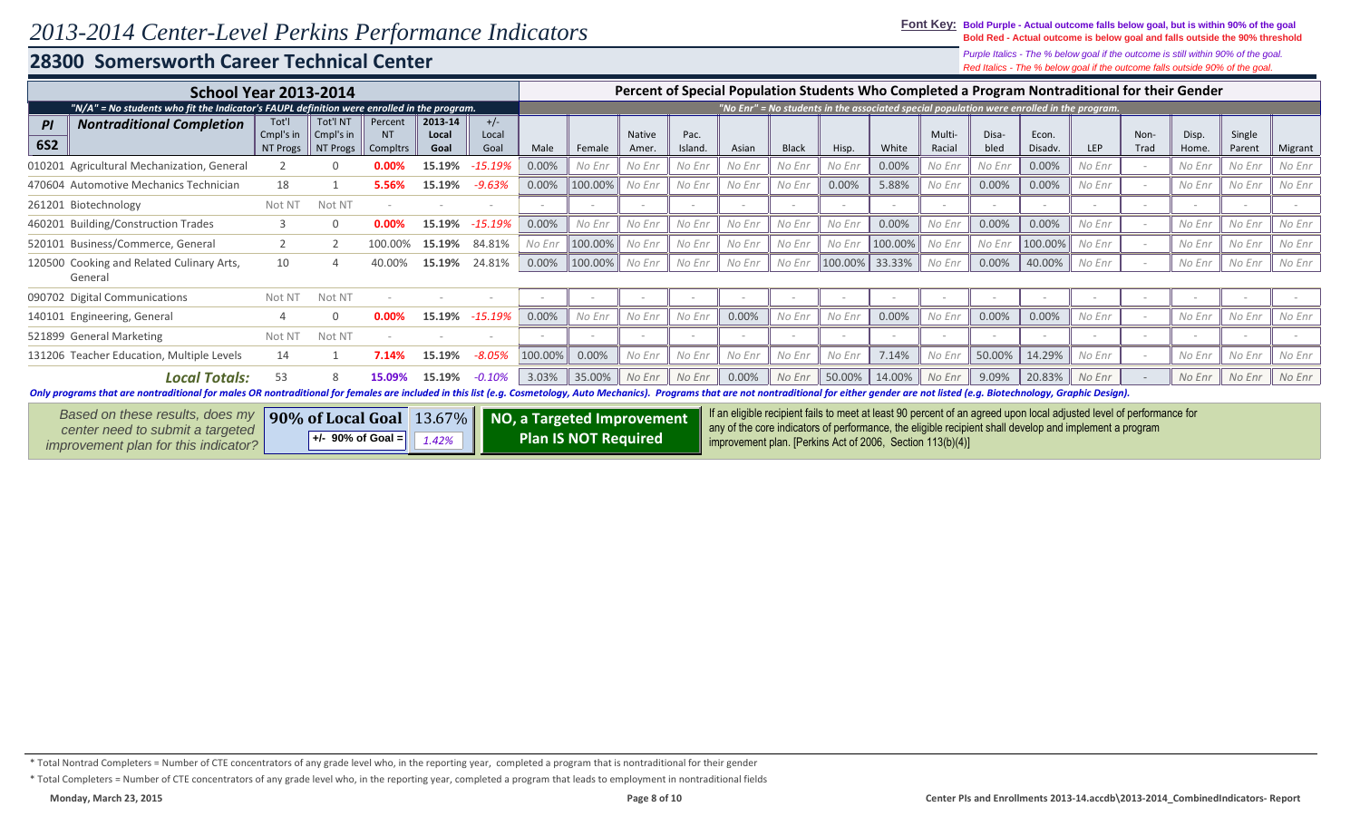# 2013-2014 Center-Level Perkins Performance Indicators

**Font Key:** **Bold Purple - Actual outcome falls below goal, but is within 90% of the goal**
**Bold Red - Actual outcome is below goal and falls outside the 90% threshold**
*Purple Italics - The % below goal if the outcome is still within 90% of the goal.*
*Red Italics - The % below goal if the outcome falls outside 90% of the goal.*

## 28300 Somersworth Career Technical Center

**School Year 2013-2014** — *"N/A" = No students who fit the Indicator's FAUPL definition were enrolled in the program.*

**Percent of Special Population Students Who Completed a Program Nontraditional for their Gender** — *"No Enr" = No students in the associated special population were enrolled in the program.*

| PI 6S2 | Nontraditional Completion | Tot'l Cmpl's in NT Progs | Tot'l NT Cmpl's in NT Progs | Percent NT Compltrs | 2013-14 Local Goal | +/- Local Goal | Male | Female | Native Amer. | Pac. Island. | Asian | Black | Hisp. | White | Multi-Racial | Disa-bled | Econ. Disadv. | LEP | Non-Trad | Disp. Home. | Single Parent | Migrant |
|---|---|---|---|---|---|---|---|---|---|---|---|---|---|---|---|---|---|---|---|---|---|---|
| 010201 | Agricultural Mechanization, General | 2 | 0 | **0.00%** | **15.19%** | *-15.19%* | 0.00% | *No Enr* | *No Enr* | *No Enr* | *No Enr* | *No Enr* | *No Enr* | 0.00% | *No Enr* | *No Enr* | 0.00% | *No Enr* | - | *No Enr* | *No Enr* | *No Enr* |
| 470604 | Automotive Mechanics Technician | 18 | 1 | **5.56%** | **15.19%** | *-9.63%* | 0.00% | 100.00% | *No Enr* | *No Enr* | *No Enr* | *No Enr* | 0.00% | 5.88% | *No Enr* | 0.00% | 0.00% | *No Enr* | - | *No Enr* | *No Enr* | *No Enr* |
| 261201 | Biotechnology | Not NT | Not NT | - | - | - | - | - | - | - | - | - | - | - | - | - | - | - | - | - | - | - |
| 460201 | Building/Construction Trades | 3 | 0 | **0.00%** | **15.19%** | *-15.19%* | 0.00% | *No Enr* | *No Enr* | *No Enr* | *No Enr* | *No Enr* | *No Enr* | 0.00% | *No Enr* | 0.00% | 0.00% | *No Enr* | - | *No Enr* | *No Enr* | *No Enr* |
| 520101 | Business/Commerce, General | 2 | 2 | 100.00% | **15.19%** | 84.81% | *No Enr* | 100.00% | *No Enr* | *No Enr* | *No Enr* | *No Enr* | *No Enr* | 100.00% | *No Enr* | *No Enr* | 100.00% | *No Enr* | - | *No Enr* | *No Enr* | *No Enr* |
| 120500 | Cooking and Related Culinary Arts, General | 10 | 4 | 40.00% | **15.19%** | 24.81% | 0.00% | 100.00% | *No Enr* | *No Enr* | *No Enr* | *No Enr* | 100.00% | 33.33% | *No Enr* | 0.00% | 40.00% | *No Enr* | - | *No Enr* | *No Enr* | *No Enr* |
| 090702 | Digital Communications | Not NT | Not NT | - | - | - | - | - | - | - | - | - | - | - | - | - | - | - | - | - | - | - |
| 140101 | Engineering, General | 4 | 0 | **0.00%** | **15.19%** | *-15.19%* | 0.00% | *No Enr* | *No Enr* | *No Enr* | 0.00% | *No Enr* | *No Enr* | 0.00% | *No Enr* | 0.00% | 0.00% | *No Enr* | - | *No Enr* | *No Enr* | *No Enr* |
| 521899 | General Marketing | Not NT | Not NT | - | - | - | - | - | - | - | - | - | - | - | - | - | - | - | - | - | - | - |
| 131206 | Teacher Education, Multiple Levels | 14 | 1 | **7.14%** | **15.19%** | *-8.05%* | 100.00% | 0.00% | *No Enr* | *No Enr* | *No Enr* | *No Enr* | *No Enr* | 7.14% | *No Enr* | 50.00% | 14.29% | *No Enr* | - | *No Enr* | *No Enr* | *No Enr* |
| | ***Local Totals:*** | 53 | 8 | **15.09%** | **15.19%** | *-0.10%* | 3.03% | 35.00% | *No Enr* | *No Enr* | 0.00% | *No Enr* | 50.00% | 14.00% | *No Enr* | 9.09% | 20.83% | *No Enr* | - | *No Enr* | *No Enr* | *No Enr* |

***Only programs that are nontraditional for males OR nontraditional for females are included in this list (e.g. Cosmetology, Auto Mechanics). Programs that are not nontraditional for either gender are not listed (e.g. Biotechnology, Graphic Design).***

| *Based on these results, does my center need to submit a targeted improvement plan for this indicator?* | **90% of Local Goal** 13.67% / **+/- 90% of Goal =** *1.42%* | **NO, a Targeted Improvement Plan IS NOT Required** | If an eligible recipient fails to meet at least 90 percent of an agreed upon local adjusted level of performance for any of the core indicators of performance, the eligible recipient shall develop and implement a program improvement plan. [Perkins Act of 2006, Section 113(b)(4)] |
|---|---|---|---|

\* Total Nontrad Completers = Number of CTE concentrators of any grade level who, in the reporting year, completed a program that is nontraditional for their gender

\* Total Completers = Number of CTE concentrators of any grade level who, in the reporting year, completed a program that leads to employment in nontraditional fields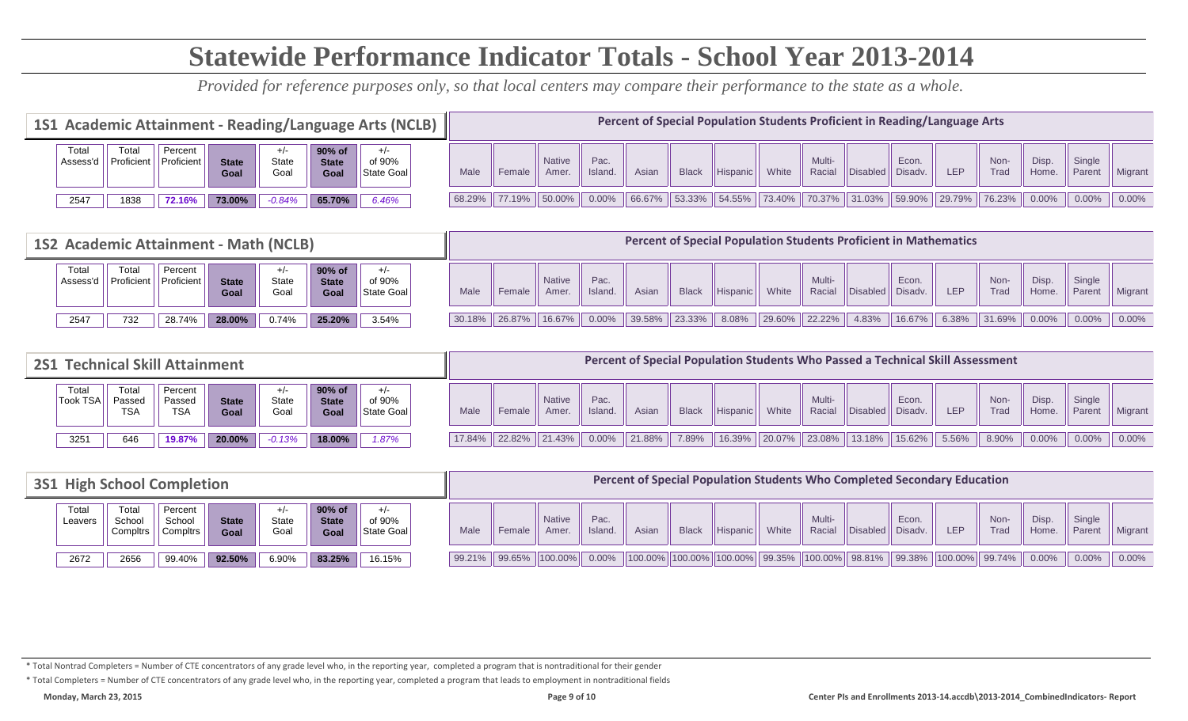# Statewide Performance Indicator Totals - School Year 2013-2014

*Provided for reference purposes only, so that local centers may compare their performance to the state as a whole.*

## 1S1 Academic Attainment - Reading/Language Arts (NCLB)

| Total Assess'd | Total Proficient | Percent Proficient | State Goal | +/- State Goal | 90% of State Goal | +/- of 90% State Goal |
|---|---|---|---|---|---|---|
| 2547 | 1838 | 72.16% | 73.00% | -0.84% | 65.70% | 6.46% |

**Percent of Special Population Students Proficient in Reading/Language Arts**

| Male | Female | Native Amer. | Pac. Island. | Asian | Black | Hispanic | White | Multi-Racial | Disabled | Econ. Disadv. | LEP | Non-Trad | Disp. Home. | Single Parent | Migrant |
|---|---|---|---|---|---|---|---|---|---|---|---|---|---|---|---|
| 68.29% | 77.19% | 50.00% | 0.00% | 66.67% | 53.33% | 54.55% | 73.40% | 70.37% | 31.03% | 59.90% | 29.79% | 76.23% | 0.00% | 0.00% | 0.00% |

## 1S2 Academic Attainment - Math (NCLB)

| Total Assess'd | Total Proficient | Percent Proficient | State Goal | +/- State Goal | 90% of State Goal | +/- of 90% State Goal |
|---|---|---|---|---|---|---|
| 2547 | 732 | 28.74% | 28.00% | 0.74% | 25.20% | 3.54% |

**Percent of Special Population Students Proficient in Mathematics**

| Male | Female | Native Amer. | Pac. Island. | Asian | Black | Hispanic | White | Multi-Racial | Disabled | Econ. Disadv. | LEP | Non-Trad | Disp. Home. | Single Parent | Migrant |
|---|---|---|---|---|---|---|---|---|---|---|---|---|---|---|---|
| 30.18% | 26.87% | 16.67% | 0.00% | 39.58% | 23.33% | 8.08% | 29.60% | 22.22% | 4.83% | 16.67% | 6.38% | 31.69% | 0.00% | 0.00% | 0.00% |

## 2S1 Technical Skill Attainment

| Total Took TSA | Total Passed TSA | Percent Passed TSA | State Goal | +/- State Goal | 90% of State Goal | +/- of 90% State Goal |
|---|---|---|---|---|---|---|
| 3251 | 646 | 19.87% | 20.00% | -0.13% | 18.00% | 1.87% |

**Percent of Special Population Students Who Passed a Technical Skill Assessment**

| Male | Female | Native Amer. | Pac. Island. | Asian | Black | Hispanic | White | Multi-Racial | Disabled | Econ. Disadv. | LEP | Non-Trad | Disp. Home. | Single Parent | Migrant |
|---|---|---|---|---|---|---|---|---|---|---|---|---|---|---|---|
| 17.84% | 22.82% | 21.43% | 0.00% | 21.88% | 7.89% | 16.39% | 20.07% | 23.08% | 13.18% | 15.62% | 5.56% | 8.90% | 0.00% | 0.00% | 0.00% |

## 3S1 High School Completion

| Total Leavers | Total School Compltrs | Percent School Compltrs | State Goal | +/- State Goal | 90% of State Goal | +/- of 90% State Goal |
|---|---|---|---|---|---|---|
| 2672 | 2656 | 99.40% | 92.50% | 6.90% | 83.25% | 16.15% |

**Percent of Special Population Students Who Completed Secondary Education**

| Male | Female | Native Amer. | Pac. Island. | Asian | Black | Hispanic | White | Multi-Racial | Disabled | Econ. Disadv. | LEP | Non-Trad | Disp. Home. | Single Parent | Migrant |
|---|---|---|---|---|---|---|---|---|---|---|---|---|---|---|---|
| 99.21% | 99.65% | 100.00% | 0.00% | 100.00% | 100.00% | 100.00% | 99.35% | 100.00% | 98.81% | 99.38% | 100.00% | 99.74% | 0.00% | 0.00% | 0.00% |

* Total Nontrad Completers = Number of CTE concentrators of any grade level who, in the reporting year, completed a program that is nontraditional for their gender

* Total Completers = Number of CTE concentrators of any grade level who, in the reporting year, completed a program that leads to employment in nontraditional fields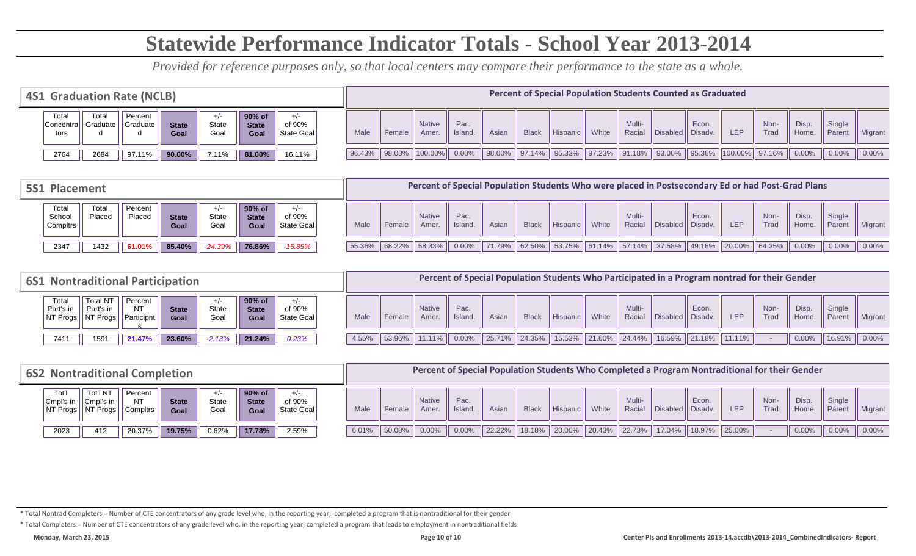# Statewide Performance Indicator Totals - School Year 2013-2014

*Provided for reference purposes only, so that local centers may compare their performance to the state as a whole.*

## 4S1 Graduation Rate (NCLB)

| Total Concentrators | Total Graduated | Percent Graduated | State Goal | +/- State Goal | 90% of State Goal | +/- of 90% State Goal |
|---|---|---|---|---|---|---|
| 2764 | 2684 | 97.11% | 90.00% | 7.11% | 81.00% | 16.11% |

**Percent of Special Population Students Counted as Graduated**

| Male | Female | Native Amer. | Pac. Island. | Asian | Black | Hispanic | White | Multi-Racial | Disabled | Econ. Disadv. | LEP | Non-Trad | Disp. Home. | Single Parent | Migrant |
|---|---|---|---|---|---|---|---|---|---|---|---|---|---|---|---|
| 96.43% | 98.03% | 100.00% | 0.00% | 98.00% | 97.14% | 95.33% | 97.23% | 91.18% | 93.00% | 95.36% | 100.00% | 97.16% | 0.00% | 0.00% | 0.00% |

## 5S1 Placement

| Total School Compltrs | Total Placed | Percent Placed | State Goal | +/- State Goal | 90% of State Goal | +/- of 90% State Goal |
|---|---|---|---|---|---|---|
| 2347 | 1432 | 61.01% | 85.40% | -24.39% | 76.86% | -15.85% |

**Percent of Special Population Students Who were placed in Postsecondary Ed or had Post-Grad Plans**

| Male | Female | Native Amer. | Pac. Island. | Asian | Black | Hispanic | White | Multi-Racial | Disabled | Econ. Disadv. | LEP | Non-Trad | Disp. Home. | Single Parent | Migrant |
|---|---|---|---|---|---|---|---|---|---|---|---|---|---|---|---|
| 55.36% | 68.22% | 58.33% | 0.00% | 71.79% | 62.50% | 53.75% | 61.14% | 57.14% | 37.58% | 49.16% | 20.00% | 64.35% | 0.00% | 0.00% | 0.00% |

## 6S1 Nontraditional Participation

| Total Part's in NT Progs | Total NT Part's in NT Progs | Percent Participnts | State Goal | +/- State Goal | 90% of State Goal | +/- of 90% State Goal |
|---|---|---|---|---|---|---|
| 7411 | 1591 | 21.47% | 23.60% | -2.13% | 21.24% | 0.23% |

**Percent of Special Population Students Who Participated in a Program nontrad for their Gender**

| Male | Female | Native Amer. | Pac. Island. | Asian | Black | Hispanic | White | Multi-Racial | Disabled | Econ. Disadv. | LEP | Non-Trad | Disp. Home. | Single Parent | Migrant |
|---|---|---|---|---|---|---|---|---|---|---|---|---|---|---|---|
| 4.55% | 53.96% | 11.11% | 0.00% | 25.71% | 24.35% | 15.53% | 21.60% | 24.44% | 16.59% | 21.18% | 11.11% | - | 0.00% | 16.91% | 0.00% |

## 6S2 Nontraditional Completion

| Tot'l Cmpl's in NT Progs | Tot'l NT Cmpl's in NT Progs | Percent NT Compltrs | State Goal | +/- State Goal | 90% of State Goal | +/- of 90% State Goal |
|---|---|---|---|---|---|---|
| 2023 | 412 | 20.37% | 19.75% | 0.62% | 17.78% | 2.59% |

**Percent of Special Population Students Who Completed a Program Nontraditional for their Gender**

| Male | Female | Native Amer. | Pac. Island. | Asian | Black | Hispanic | White | Multi-Racial | Disabled | Econ. Disadv. | LEP | Non-Trad | Disp. Home. | Single Parent | Migrant |
|---|---|---|---|---|---|---|---|---|---|---|---|---|---|---|---|
| 6.01% | 50.08% | 0.00% | 0.00% | 22.22% | 18.18% | 20.00% | 20.43% | 22.73% | 17.04% | 18.97% | 25.00% | - | 0.00% | 0.00% | 0.00% |

* Total Nontrad Completers = Number of CTE concentrators of any grade level who, in the reporting year, completed a program that is nontraditional for their gender

* Total Completers = Number of CTE concentrators of any grade level who, in the reporting year, completed a program that leads to employment in nontraditional fields

Monday, March 23, 2015

Center PIs and Enrollments 2013-14.accdb\2013-2014_CombinedIndicators- Report